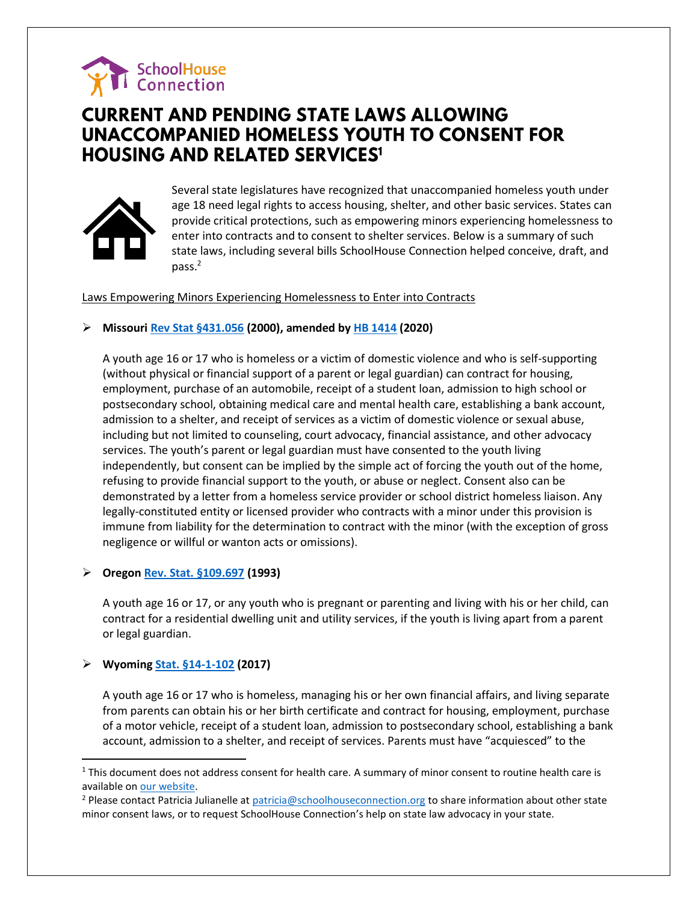SchoolHouse Connection

# CURRENT AND PENDING STATE LAWS ALLOWING UNACCOMPANIED HOMELESS YOUTH TO CONSENT FOR HOUSING AND RELATED SERVICES[1]

Several state legislatures have recognized that unaccompanied homeless youth under age 18 need legal rights to access housing, shelter, and other basic services. States can provide critical protections, such as empowering minors experiencing homelessness to enter into contracts and to consent to shelter services. Below is a summary of such state laws, including several bills SchoolHouse Connection helped conceive, draft, and pass.[2]

Laws Empowering Minors Experiencing Homelessness to Enter into Contracts

- **Missouri Rev Stat §431.056 (2000), amended by HB 1414 (2020)**

  A youth age 16 or 17 who is homeless or a victim of domestic violence and who is self-supporting (without physical or financial support of a parent or legal guardian) can contract for housing, employment, purchase of an automobile, receipt of a student loan, admission to high school or postsecondary school, obtaining medical care and mental health care, establishing a bank account, admission to a shelter, and receipt of services as a victim of domestic violence or sexual abuse, including but not limited to counseling, court advocacy, financial assistance, and other advocacy services. The youth's parent or legal guardian must have consented to the youth living independently, but consent can be implied by the simple act of forcing the youth out of the home, refusing to provide financial support to the youth, or abuse or neglect. Consent also can be demonstrated by a letter from a homeless service provider or school district homeless liaison. Any legally-constituted entity or licensed provider who contracts with a minor under this provision is immune from liability for the determination to contract with the minor (with the exception of gross negligence or willful or wanton acts or omissions).

- **Oregon Rev. Stat. §109.697 (1993)**

  A youth age 16 or 17, or any youth who is pregnant or parenting and living with his or her child, can contract for a residential dwelling unit and utility services, if the youth is living apart from a parent or legal guardian.

- **Wyoming Stat. §14-1-102 (2017)**

  A youth age 16 or 17 who is homeless, managing his or her own financial affairs, and living separate from parents can obtain his or her birth certificate and contract for housing, employment, purchase of a motor vehicle, receipt of a student loan, admission to postsecondary school, establishing a bank account, admission to a shelter, and receipt of services. Parents must have "acquiesced" to the

---

[1] This document does not address consent for health care. A summary of minor consent to routine health care is available on our website.

[2] Please contact Patricia Julianelle at patricia@schoolhouseconnection.org to share information about other state minor consent laws, or to request SchoolHouse Connection's help on state law advocacy in your state.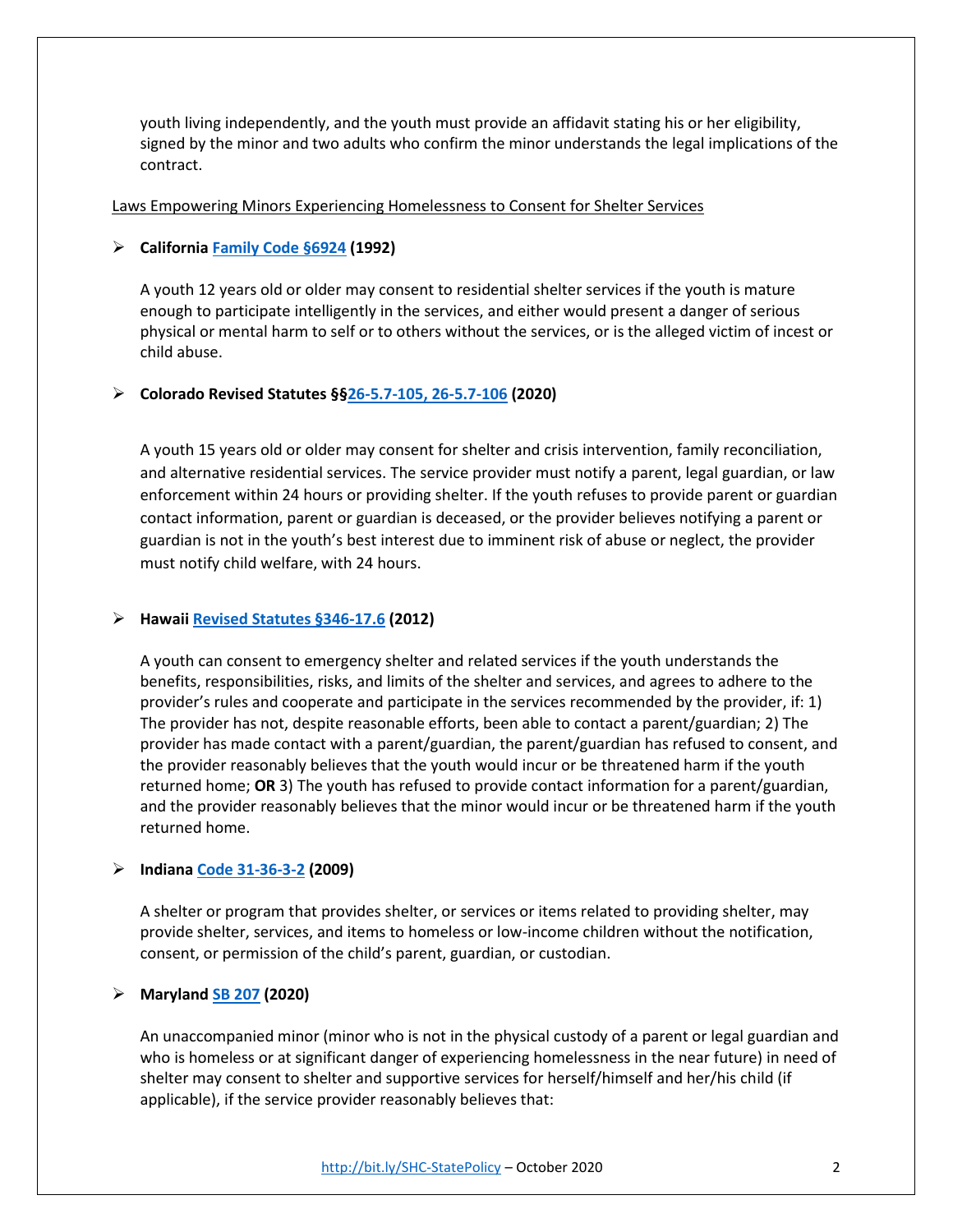youth living independently, and the youth must provide an affidavit stating his or her eligibility, signed by the minor and two adults who confirm the minor understands the legal implications of the contract.

Laws Empowering Minors Experiencing Homelessness to Consent for Shelter Services

- **California Family Code §6924 (1992)**

  A youth 12 years old or older may consent to residential shelter services if the youth is mature enough to participate intelligently in the services, and either would present a danger of serious physical or mental harm to self or to others without the services, or is the alleged victim of incest or child abuse.

- **Colorado Revised Statutes §§26-5.7-105, 26-5.7-106 (2020)**

  A youth 15 years old or older may consent for shelter and crisis intervention, family reconciliation, and alternative residential services. The service provider must notify a parent, legal guardian, or law enforcement within 24 hours or providing shelter. If the youth refuses to provide parent or guardian contact information, parent or guardian is deceased, or the provider believes notifying a parent or guardian is not in the youth's best interest due to imminent risk of abuse or neglect, the provider must notify child welfare, with 24 hours.

- **Hawaii Revised Statutes §346-17.6 (2012)**

  A youth can consent to emergency shelter and related services if the youth understands the benefits, responsibilities, risks, and limits of the shelter and services, and agrees to adhere to the provider's rules and cooperate and participate in the services recommended by the provider, if: 1) The provider has not, despite reasonable efforts, been able to contact a parent/guardian; 2) The provider has made contact with a parent/guardian, the parent/guardian has refused to consent, and the provider reasonably believes that the youth would incur or be threatened harm if the youth returned home; **OR** 3) The youth has refused to provide contact information for a parent/guardian, and the provider reasonably believes that the minor would incur or be threatened harm if the youth returned home.

- **Indiana Code 31-36-3-2 (2009)**

  A shelter or program that provides shelter, or services or items related to providing shelter, may provide shelter, services, and items to homeless or low-income children without the notification, consent, or permission of the child's parent, guardian, or custodian.

- **Maryland SB 207 (2020)**

  An unaccompanied minor (minor who is not in the physical custody of a parent or legal guardian and who is homeless or at significant danger of experiencing homelessness in the near future) in need of shelter may consent to shelter and supportive services for herself/himself and her/his child (if applicable), if the service provider reasonably believes that: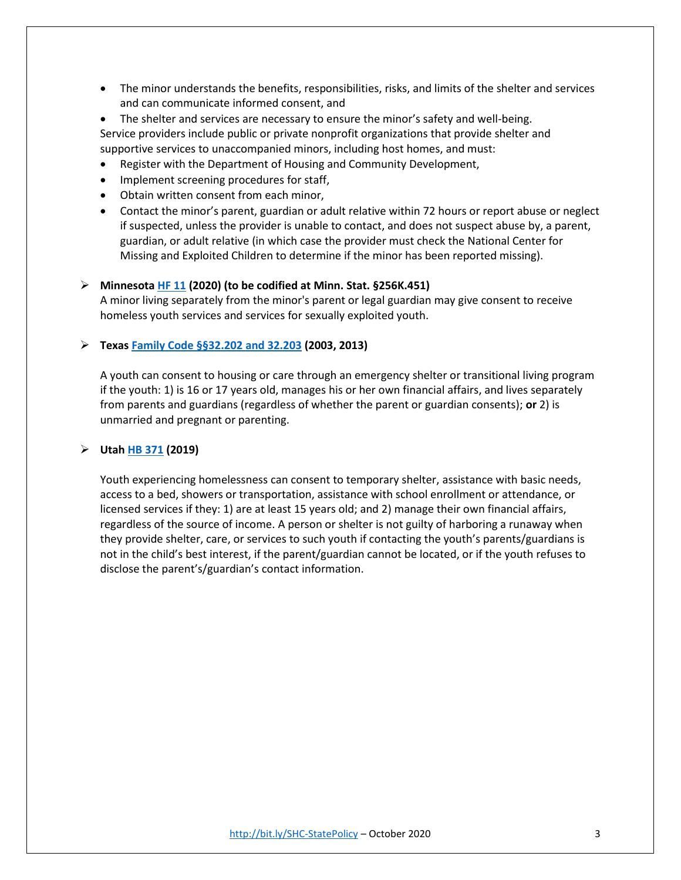- The minor understands the benefits, responsibilities, risks, and limits of the shelter and services and can communicate informed consent, and
- The shelter and services are necessary to ensure the minor's safety and well-being.

Service providers include public or private nonprofit organizations that provide shelter and supportive services to unaccompanied minors, including host homes, and must:

- Register with the Department of Housing and Community Development,
- Implement screening procedures for staff,
- Obtain written consent from each minor,
- Contact the minor's parent, guardian or adult relative within 72 hours or report abuse or neglect if suspected, unless the provider is unable to contact, and does not suspect abuse by, a parent, guardian, or adult relative (in which case the provider must check the National Center for Missing and Exploited Children to determine if the minor has been reported missing).

- **Minnesota HF 11 (2020) (to be codified at Minn. Stat. §256K.451)**

  A minor living separately from the minor's parent or legal guardian may give consent to receive homeless youth services and services for sexually exploited youth.

- **Texas Family Code §§32.202 and 32.203 (2003, 2013)**

  A youth can consent to housing or care through an emergency shelter or transitional living program if the youth: 1) is 16 or 17 years old, manages his or her own financial affairs, and lives separately from parents and guardians (regardless of whether the parent or guardian consents); **or** 2) is unmarried and pregnant or parenting.

- **Utah HB 371 (2019)**

  Youth experiencing homelessness can consent to temporary shelter, assistance with basic needs, access to a bed, showers or transportation, assistance with school enrollment or attendance, or licensed services if they: 1) are at least 15 years old; and 2) manage their own financial affairs, regardless of the source of income. A person or shelter is not guilty of harboring a runaway when they provide shelter, care, or services to such youth if contacting the youth's parents/guardians is not in the child's best interest, if the parent/guardian cannot be located, or if the youth refuses to disclose the parent's/guardian's contact information.